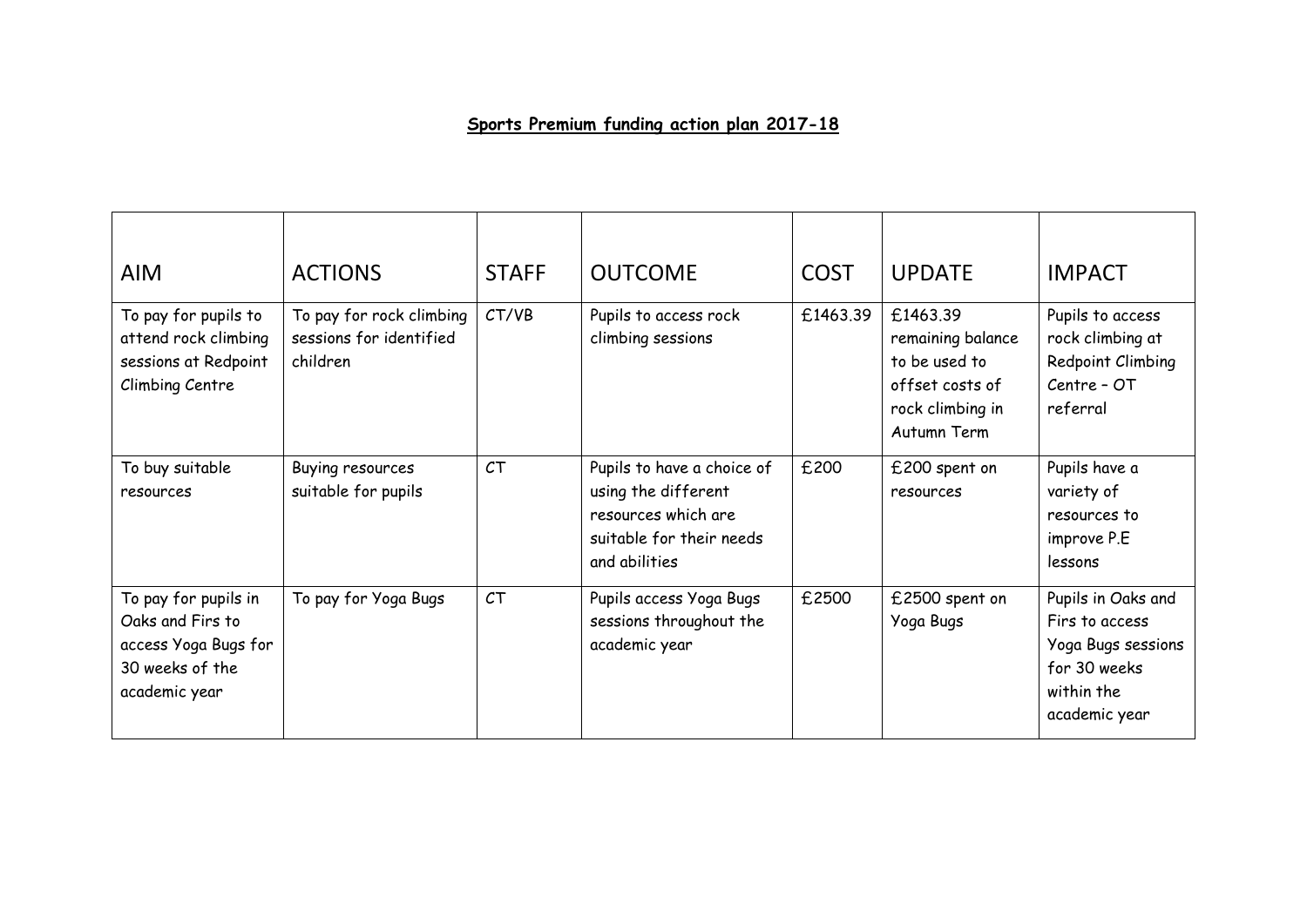## **Sports Premium funding action plan 2017-18**

| AIM | ACTIONS | STAFF | OUTCOME | COST | UPDATE | IMPACT |
|---|---|---|---|---|---|---|
| To pay for pupils to attend rock climbing sessions at Redpoint Climbing Centre | To pay for rock climbing sessions for identified children | CT/VB | Pupils to access rock climbing sessions | £1463.39 | £1463.39 remaining balance to be used to offset costs of rock climbing in Autumn Term | Pupils to access rock climbing at Redpoint Climbing Centre – OT referral |
| To buy suitable resources | Buying resources suitable for pupils | CT | Pupils to have a choice of using the different resources which are suitable for their needs and abilities | £200 | £200 spent on resources | Pupils have a variety of resources to improve P.E lessons |
| To pay for pupils in Oaks and Firs to access Yoga Bugs for 30 weeks of the academic year | To pay for Yoga Bugs | CT | Pupils access Yoga Bugs sessions throughout the academic year | £2500 | £2500 spent on Yoga Bugs | Pupils in Oaks and Firs to access Yoga Bugs sessions for 30 weeks within the academic year |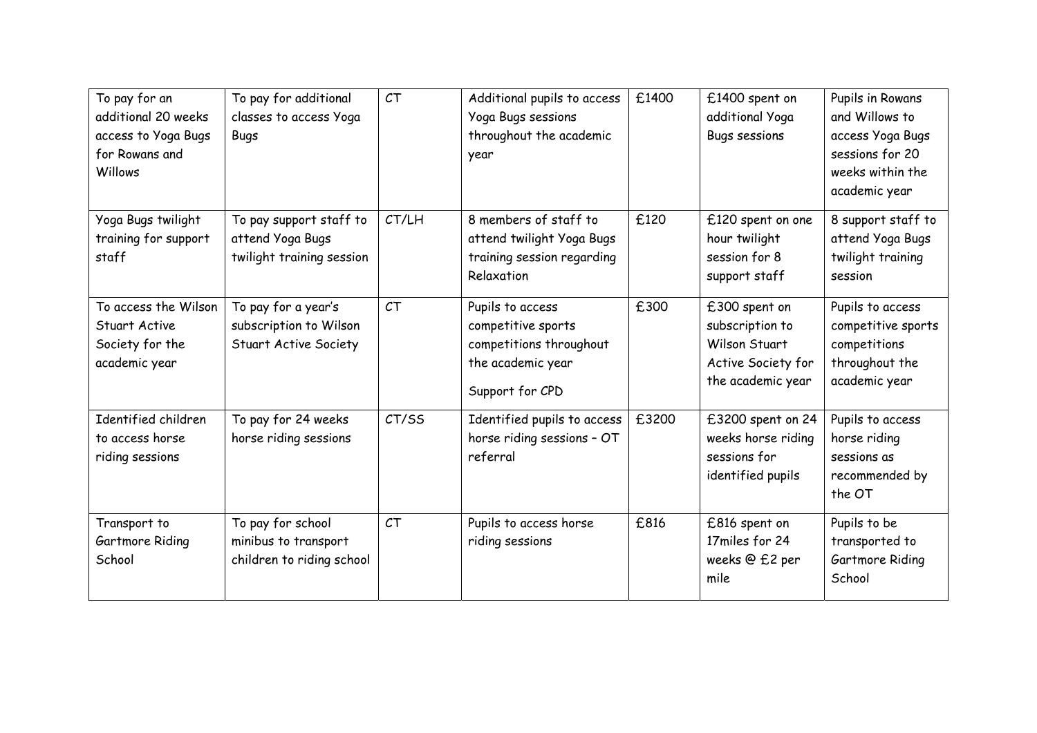| | | | | | | |
|---|---|---|---|---|---|---|
| To pay for an additional 20 weeks access to Yoga Bugs for Rowans and Willows | To pay for additional classes to access Yoga Bugs | CT | Additional pupils to access Yoga Bugs sessions throughout the academic year | £1400 | £1400 spent on additional Yoga Bugs sessions | Pupils in Rowans and Willows to access Yoga Bugs sessions for 20 weeks within the academic year |
| Yoga Bugs twilight training for support staff | To pay support staff to attend Yoga Bugs twilight training session | CT/LH | 8 members of staff to attend twilight Yoga Bugs training session regarding Relaxation | £120 | £120 spent on one hour twilight session for 8 support staff | 8 support staff to attend Yoga Bugs twilight training session |
| To access the Wilson Stuart Active Society for the academic year | To pay for a year's subscription to Wilson Stuart Active Society | CT | Pupils to access competitive sports competitions throughout the academic year<br><br>Support for CPD | £300 | £300 spent on subscription to Wilson Stuart Active Society for the academic year | Pupils to access competitive sports competitions throughout the academic year |
| Identified children to access horse riding sessions | To pay for 24 weeks horse riding sessions | CT/SS | Identified pupils to access horse riding sessions – OT referral | £3200 | £3200 spent on 24 weeks horse riding sessions for identified pupils | Pupils to access horse riding sessions as recommended by the OT |
| Transport to Gartmore Riding School | To pay for school minibus to transport children to riding school | CT | Pupils to access horse riding sessions | £816 | £816 spent on 17miles for 24 weeks @ £2 per mile | Pupils to be transported to Gartmore Riding School |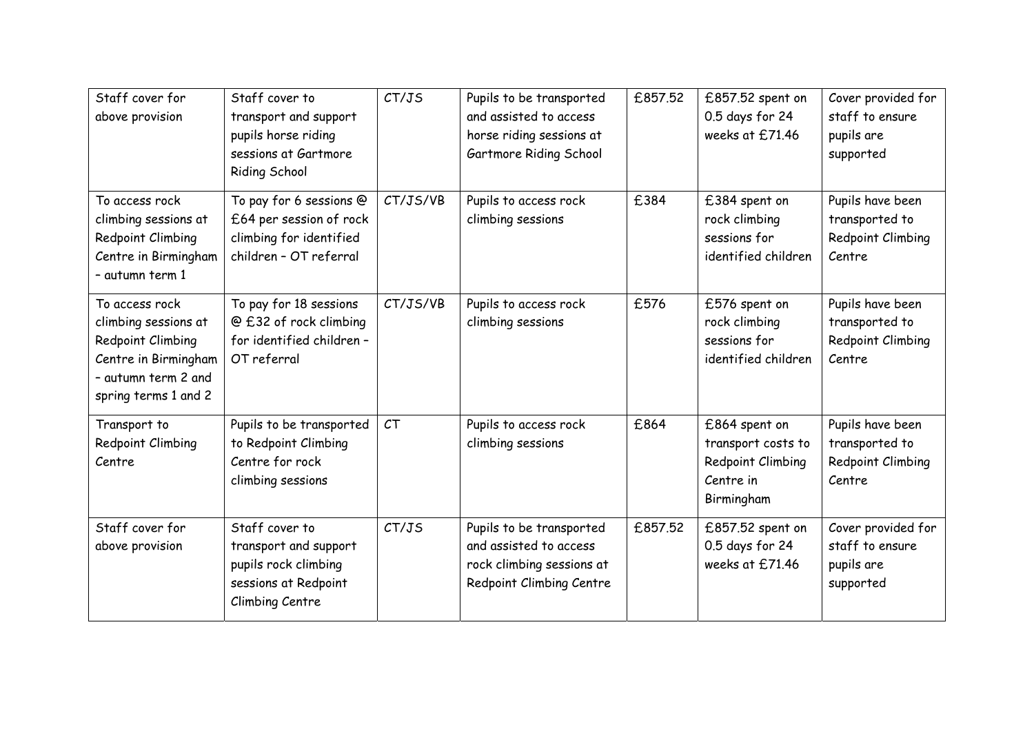| | | | | | | |
|---|---|---|---|---|---|---|
| Staff cover for above provision | Staff cover to transport and support pupils horse riding sessions at Gartmore Riding School | CT/JS | Pupils to be transported and assisted to access horse riding sessions at Gartmore Riding School | £857.52 | £857.52 spent on 0.5 days for 24 weeks at £71.46 | Cover provided for staff to ensure pupils are supported |
| To access rock climbing sessions at Redpoint Climbing Centre in Birmingham – autumn term 1 | To pay for 6 sessions @ £64 per session of rock climbing for identified children – OT referral | CT/JS/VB | Pupils to access rock climbing sessions | £384 | £384 spent on rock climbing sessions for identified children | Pupils have been transported to Redpoint Climbing Centre |
| To access rock climbing sessions at Redpoint Climbing Centre in Birmingham – autumn term 2 and spring terms 1 and 2 | To pay for 18 sessions @ £32 of rock climbing for identified children – OT referral | CT/JS/VB | Pupils to access rock climbing sessions | £576 | £576 spent on rock climbing sessions for identified children | Pupils have been transported to Redpoint Climbing Centre |
| Transport to Redpoint Climbing Centre | Pupils to be transported to Redpoint Climbing Centre for rock climbing sessions | CT | Pupils to access rock climbing sessions | £864 | £864 spent on transport costs to Redpoint Climbing Centre in Birmingham | Pupils have been transported to Redpoint Climbing Centre |
| Staff cover for above provision | Staff cover to transport and support pupils rock climbing sessions at Redpoint Climbing Centre | CT/JS | Pupils to be transported and assisted to access rock climbing sessions at Redpoint Climbing Centre | £857.52 | £857.52 spent on 0.5 days for 24 weeks at £71.46 | Cover provided for staff to ensure pupils are supported |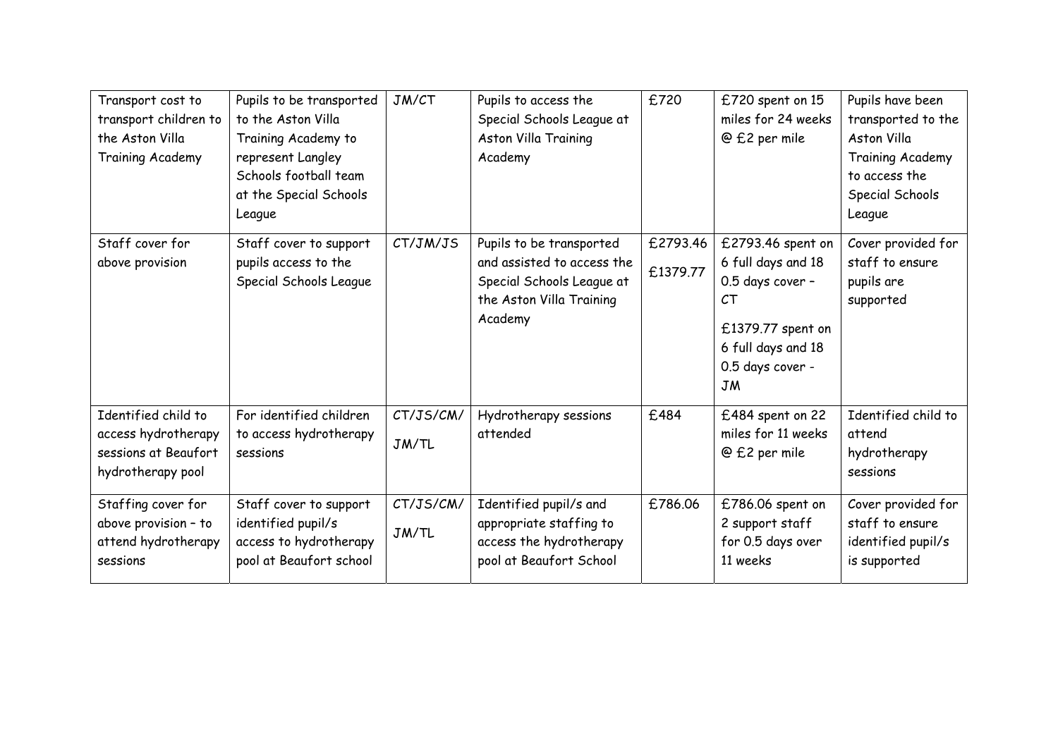| Transport cost to transport children to the Aston Villa Training Academy | Pupils to be transported to the Aston Villa Training Academy to represent Langley Schools football team at the Special Schools League | JM/CT | Pupils to access the Special Schools League at Aston Villa Training Academy | £720 | £720 spent on 15 miles for 24 weeks @ £2 per mile | Pupils have been transported to the Aston Villa Training Academy to access the Special Schools League |
|---|---|---|---|---|---|---|
| Staff cover for above provision | Staff cover to support pupils access to the Special Schools League | CT/JM/JS | Pupils to be transported and assisted to access the Special Schools League at the Aston Villa Training Academy | £2793.46<br>£1379.77 | £2793.46 spent on 6 full days and 18 0.5 days cover – CT<br>£1379.77 spent on 6 full days and 18 0.5 days cover - JM | Cover provided for staff to ensure pupils are supported |
| Identified child to access hydrotherapy sessions at Beaufort hydrotherapy pool | For identified children to access hydrotherapy sessions | CT/JS/CM/JM/TL | Hydrotherapy sessions attended | £484 | £484 spent on 22 miles for 11 weeks @ £2 per mile | Identified child to attend hydrotherapy sessions |
| Staffing cover for above provision – to attend hydrotherapy sessions | Staff cover to support identified pupil/s access to hydrotherapy pool at Beaufort school | CT/JS/CM/JM/TL | Identified pupil/s and appropriate staffing to access the hydrotherapy pool at Beaufort School | £786.06 | £786.06 spent on 2 support staff for 0.5 days over 11 weeks | Cover provided for staff to ensure identified pupil/s is supported |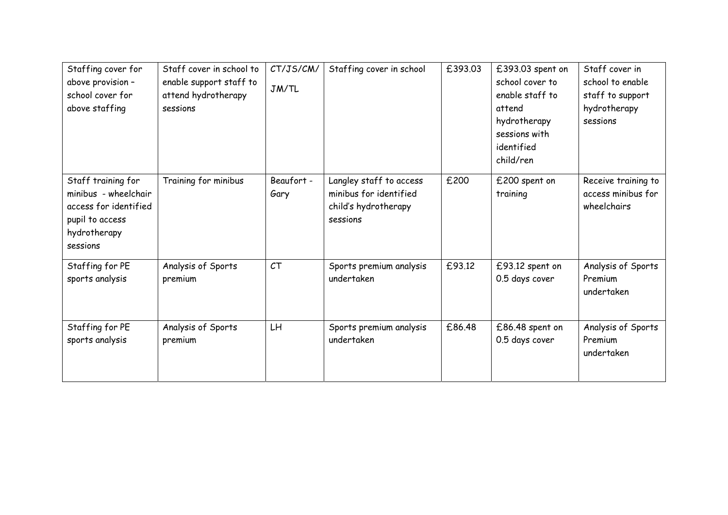| | | | | | | |
|---|---|---|---|---|---|---|
| Staffing cover for above provision – school cover for above staffing | Staff cover in school to enable support staff to attend hydrotherapy sessions | CT/JS/CM/ JM/TL | Staffing cover in school | £393.03 | £393.03 spent on school cover to enable staff to attend hydrotherapy sessions with identified child/ren | Staff cover in school to enable staff to support hydrotherapy sessions |
| Staff training for minibus - wheelchair access for identified pupil to access hydrotherapy sessions | Training for minibus | Beaufort - Gary | Langley staff to access minibus for identified child's hydrotherapy sessions | £200 | £200 spent on training | Receive training to access minibus for wheelchairs |
| Staffing for PE sports analysis | Analysis of Sports premium | CT | Sports premium analysis undertaken | £93.12 | £93.12 spent on 0.5 days cover | Analysis of Sports Premium undertaken |
| Staffing for PE sports analysis | Analysis of Sports premium | LH | Sports premium analysis undertaken | £86.48 | £86.48 spent on 0.5 days cover | Analysis of Sports Premium undertaken |